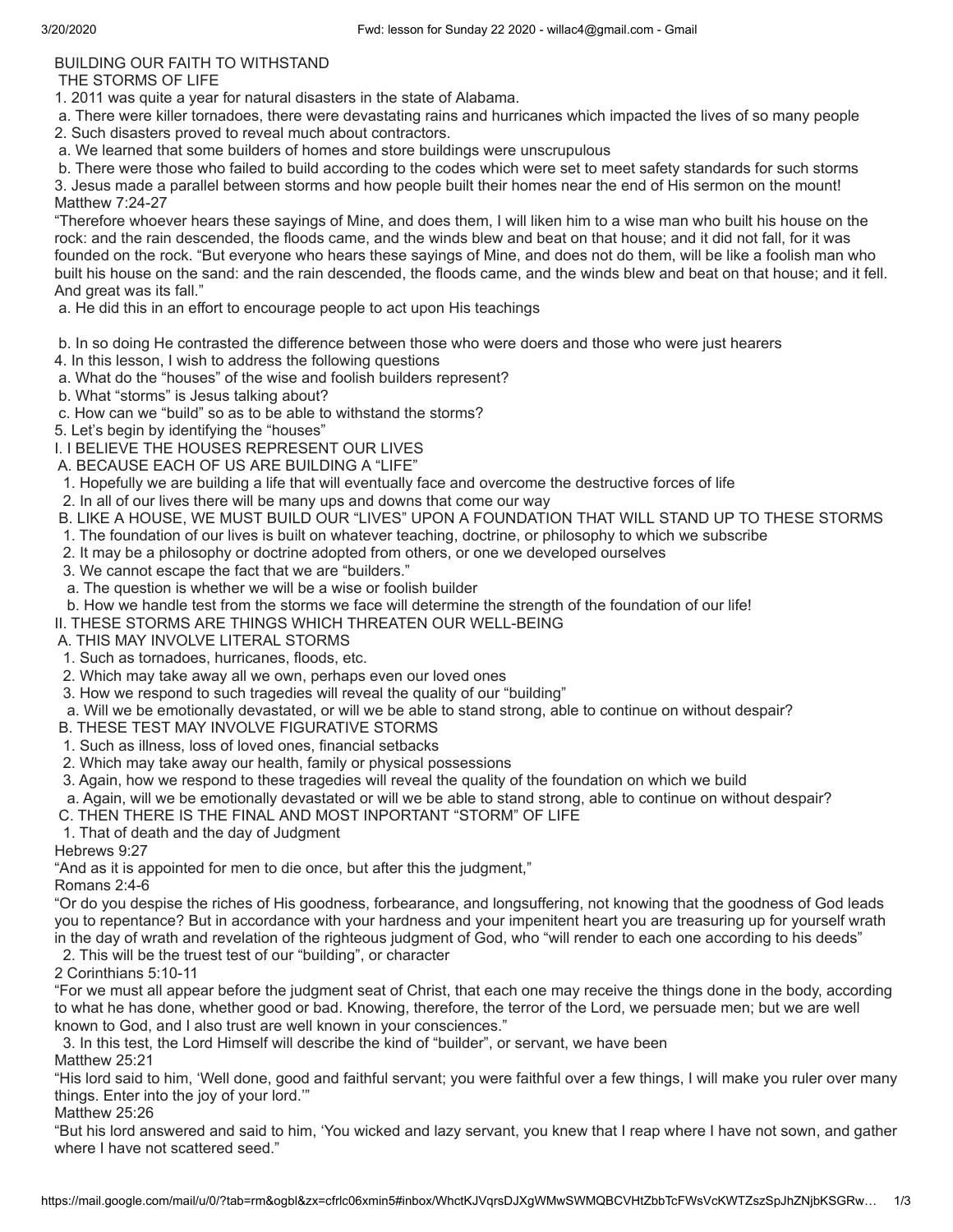BUILDING OUR FAITH TO WITHSTAND
THE STORMS OF LIFE

1. 2011 was quite a year for natural disasters in the state of Alabama.
   a. There were killer tornadoes, there were devastating rains and hurricanes which impacted the lives of so many people
2. Such disasters proved to reveal much about contractors.
   a. We learned that some builders of homes and store buildings were unscrupulous
   b. There were those who failed to build according to the codes which were set to meet safety standards for such storms
3. Jesus made a parallel between storms and how people built their homes near the end of His sermon on the mount!

Matthew 7:24-27

"Therefore whoever hears these sayings of Mine, and does them, I will liken him to a wise man who built his house on the rock: and the rain descended, the floods came, and the winds blew and beat on that house; and it did not fall, for it was founded on the rock. "But everyone who hears these sayings of Mine, and does not do them, will be like a foolish man who built his house on the sand: and the rain descended, the floods came, and the winds blew and beat on that house; and it fell. And great was its fall."

   a. He did this in an effort to encourage people to act upon His teachings

   b. In so doing He contrasted the difference between those who were doers and those who were just hearers
4. In this lesson, I wish to address the following questions
   a. What do the "houses" of the wise and foolish builders represent?
   b. What "storms" is Jesus talking about?
   c. How can we "build" so as to be able to withstand the storms?
5. Let's begin by identifying the "houses"

I. I BELIEVE THE HOUSES REPRESENT OUR LIVES
 A. BECAUSE EACH OF US ARE BUILDING A "LIFE"
  1. Hopefully we are building a life that will eventually face and overcome the destructive forces of life
  2. In all of our lives there will be many ups and downs that come our way
 B. LIKE A HOUSE, WE MUST BUILD OUR "LIVES" UPON A FOUNDATION THAT WILL STAND UP TO THESE STORMS
  1. The foundation of our lives is built on whatever teaching, doctrine, or philosophy to which we subscribe
  2. It may be a philosophy or doctrine adopted from others, or one we developed ourselves
  3. We cannot escape the fact that we are "builders."
   a. The question is whether we will be a wise or foolish builder
   b. How we handle test from the storms we face will determine the strength of the foundation of our life!

II. THESE STORMS ARE THINGS WHICH THREATEN OUR WELL-BEING
 A. THIS MAY INVOLVE LITERAL STORMS
  1. Such as tornadoes, hurricanes, floods, etc.
  2. Which may take away all we own, perhaps even our loved ones
  3. How we respond to such tragedies will reveal the quality of our "building"
   a. Will we be emotionally devastated, or will we be able to stand strong, able to continue on without despair?
 B. THESE TEST MAY INVOLVE FIGURATIVE STORMS
  1. Such as illness, loss of loved ones, financial setbacks
  2. Which may take away our health, family or physical possessions
  3. Again, how we respond to these tragedies will reveal the quality of the foundation on which we build
   a. Again, will we be emotionally devastated or will we be able to stand strong, able to continue on without despair?
 C. THEN THERE IS THE FINAL AND MOST INPORTANT "STORM" OF LIFE
  1. That of death and the day of Judgment

Hebrews 9:27

"And as it is appointed for men to die once, but after this the judgment,"

Romans 2:4-6

"Or do you despise the riches of His goodness, forbearance, and longsuffering, not knowing that the goodness of God leads you to repentance? But in accordance with your hardness and your impenitent heart you are treasuring up for yourself wrath in the day of wrath and revelation of the righteous judgment of God, who "will render to each one according to his deeds"

  2. This will be the truest test of our "building", or character

2 Corinthians 5:10-11

"For we must all appear before the judgment seat of Christ, that each one may receive the things done in the body, according to what he has done, whether good or bad. Knowing, therefore, the terror of the Lord, we persuade men; but we are well known to God, and I also trust are well known in your consciences."

  3. In this test, the Lord Himself will describe the kind of "builder", or servant, we have been

Matthew 25:21

"His lord said to him, 'Well done, good and faithful servant; you were faithful over a few things, I will make you ruler over many things. Enter into the joy of your lord.'"

Matthew 25:26

"But his lord answered and said to him, 'You wicked and lazy servant, you knew that I reap where I have not sown, and gather where I have not scattered seed."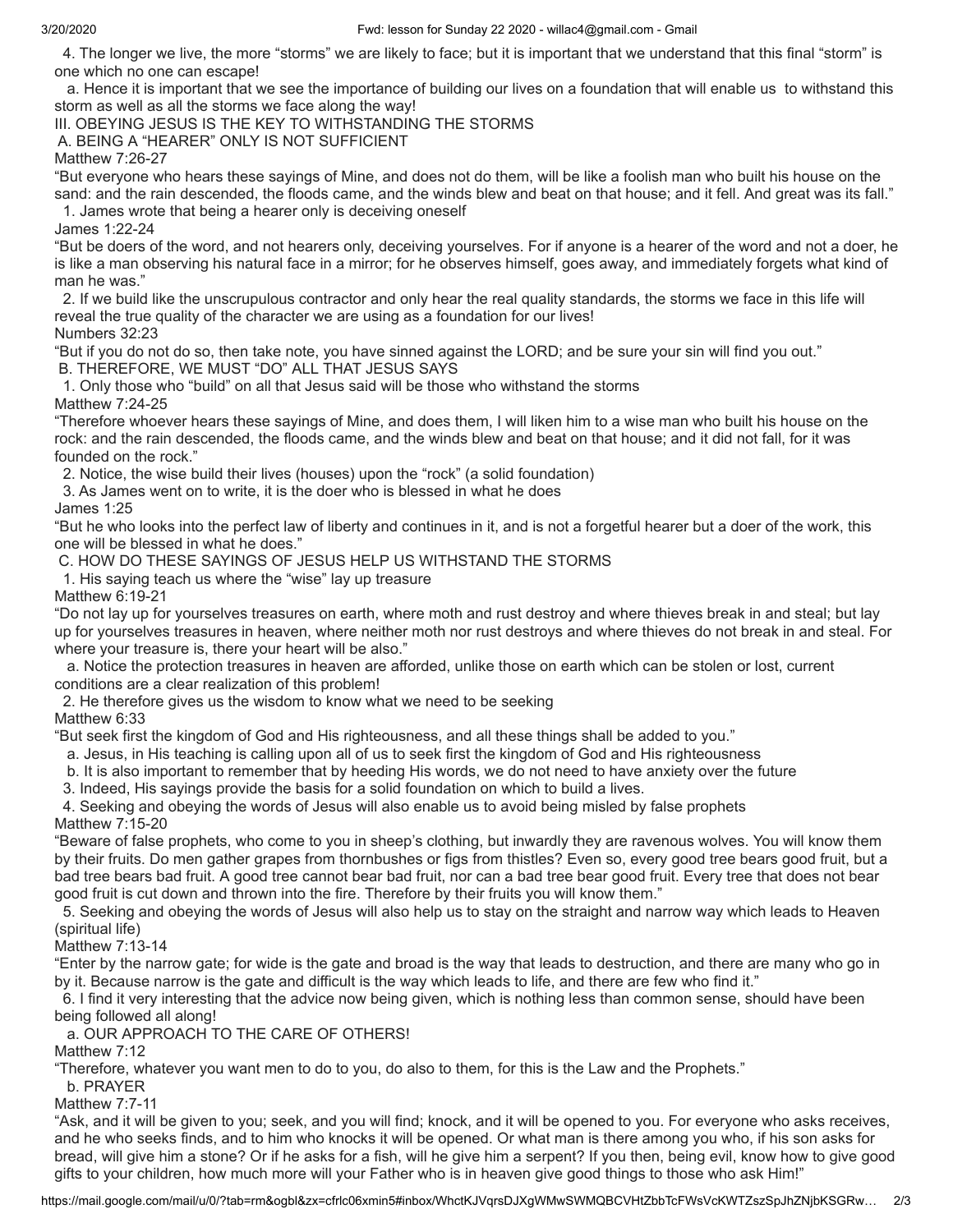4. The longer we live, the more "storms" we are likely to face; but it is important that we understand that this final "storm" is one which no one can escape!

a. Hence it is important that we see the importance of building our lives on a foundation that will enable us to withstand this storm as well as all the storms we face along the way!

III. OBEYING JESUS IS THE KEY TO WITHSTANDING THE STORMS

A. BEING A "HEARER" ONLY IS NOT SUFFICIENT

Matthew 7:26-27

"But everyone who hears these sayings of Mine, and does not do them, will be like a foolish man who built his house on the sand: and the rain descended, the floods came, and the winds blew and beat on that house; and it fell. And great was its fall."

1. James wrote that being a hearer only is deceiving oneself

James 1:22-24

"But be doers of the word, and not hearers only, deceiving yourselves. For if anyone is a hearer of the word and not a doer, he is like a man observing his natural face in a mirror; for he observes himself, goes away, and immediately forgets what kind of man he was."

2. If we build like the unscrupulous contractor and only hear the real quality standards, the storms we face in this life will reveal the true quality of the character we are using as a foundation for our lives!

Numbers 32:23

"But if you do not do so, then take note, you have sinned against the LORD; and be sure your sin will find you out."

B. THEREFORE, WE MUST "DO" ALL THAT JESUS SAYS

1. Only those who "build" on all that Jesus said will be those who withstand the storms

Matthew 7:24-25

"Therefore whoever hears these sayings of Mine, and does them, I will liken him to a wise man who built his house on the rock: and the rain descended, the floods came, and the winds blew and beat on that house; and it did not fall, for it was founded on the rock."

2. Notice, the wise build their lives (houses) upon the "rock" (a solid foundation)

3. As James went on to write, it is the doer who is blessed in what he does

James 1:25

"But he who looks into the perfect law of liberty and continues in it, and is not a forgetful hearer but a doer of the work, this one will be blessed in what he does."

C. HOW DO THESE SAYINGS OF JESUS HELP US WITHSTAND THE STORMS

1. His saying teach us where the "wise" lay up treasure

Matthew 6:19-21

"Do not lay up for yourselves treasures on earth, where moth and rust destroy and where thieves break in and steal; but lay up for yourselves treasures in heaven, where neither moth nor rust destroys and where thieves do not break in and steal. For where your treasure is, there your heart will be also."

a. Notice the protection treasures in heaven are afforded, unlike those on earth which can be stolen or lost, current conditions are a clear realization of this problem!

2. He therefore gives us the wisdom to know what we need to be seeking

Matthew 6:33

"But seek first the kingdom of God and His righteousness, and all these things shall be added to you."

a. Jesus, in His teaching is calling upon all of us to seek first the kingdom of God and His righteousness

b. It is also important to remember that by heeding His words, we do not need to have anxiety over the future

3. Indeed, His sayings provide the basis for a solid foundation on which to build a lives.

4. Seeking and obeying the words of Jesus will also enable us to avoid being misled by false prophets

Matthew 7:15-20

"Beware of false prophets, who come to you in sheep's clothing, but inwardly they are ravenous wolves. You will know them by their fruits. Do men gather grapes from thornbushes or figs from thistles? Even so, every good tree bears good fruit, but a bad tree bears bad fruit. A good tree cannot bear bad fruit, nor can a bad tree bear good fruit. Every tree that does not bear good fruit is cut down and thrown into the fire. Therefore by their fruits you will know them."

5. Seeking and obeying the words of Jesus will also help us to stay on the straight and narrow way which leads to Heaven (spiritual life)

Matthew 7:13-14

"Enter by the narrow gate; for wide is the gate and broad is the way that leads to destruction, and there are many who go in by it. Because narrow is the gate and difficult is the way which leads to life, and there are few who find it."

6. I find it very interesting that the advice now being given, which is nothing less than common sense, should have been being followed all along!

a. OUR APPROACH TO THE CARE OF OTHERS!

Matthew 7:12

"Therefore, whatever you want men to do to you, do also to them, for this is the Law and the Prophets."

b. PRAYER

Matthew 7:7-11

"Ask, and it will be given to you; seek, and you will find; knock, and it will be opened to you. For everyone who asks receives, and he who seeks finds, and to him who knocks it will be opened. Or what man is there among you who, if his son asks for bread, will give him a stone? Or if he asks for a fish, will he give him a serpent? If you then, being evil, know how to give good gifts to your children, how much more will your Father who is in heaven give good things to those who ask Him!"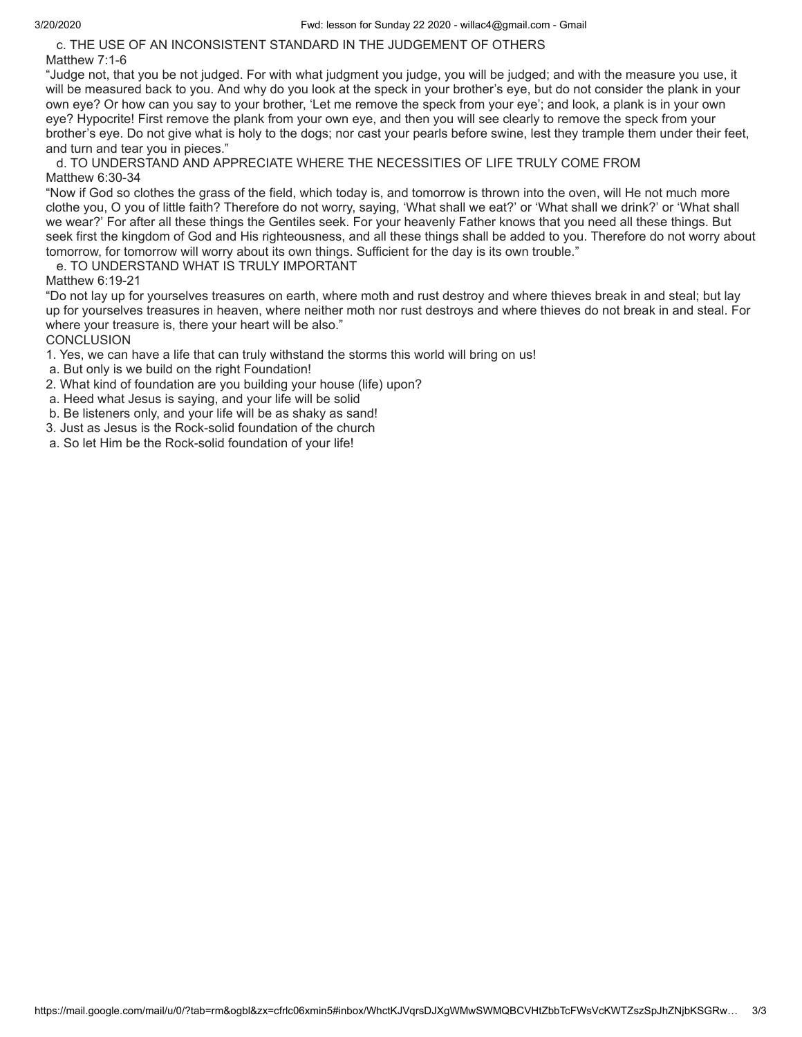c. THE USE OF AN INCONSISTENT STANDARD IN THE JUDGEMENT OF OTHERS

Matthew 7:1-6

“Judge not, that you be not judged. For with what judgment you judge, you will be judged; and with the measure you use, it will be measured back to you. And why do you look at the speck in your brother’s eye, but do not consider the plank in your own eye? Or how can you say to your brother, ‘Let me remove the speck from your eye’; and look, a plank is in your own eye? Hypocrite! First remove the plank from your own eye, and then you will see clearly to remove the speck from your brother’s eye. Do not give what is holy to the dogs; nor cast your pearls before swine, lest they trample them under their feet, and turn and tear you in pieces.”

d. TO UNDERSTAND AND APPRECIATE WHERE THE NECESSITIES OF LIFE TRULY COME FROM

Matthew 6:30-34

“Now if God so clothes the grass of the field, which today is, and tomorrow is thrown into the oven, will He not much more clothe you, O you of little faith? Therefore do not worry, saying, ‘What shall we eat?’ or ‘What shall we drink?’ or ‘What shall we wear?’ For after all these things the Gentiles seek. For your heavenly Father knows that you need all these things. But seek first the kingdom of God and His righteousness, and all these things shall be added to you. Therefore do not worry about tomorrow, for tomorrow will worry about its own things. Sufficient for the day is its own trouble.”

e. TO UNDERSTAND WHAT IS TRULY IMPORTANT

Matthew 6:19-21

“Do not lay up for yourselves treasures on earth, where moth and rust destroy and where thieves break in and steal; but lay up for yourselves treasures in heaven, where neither moth nor rust destroys and where thieves do not break in and steal. For where your treasure is, there your heart will be also.”

CONCLUSION

1. Yes, we can have a life that can truly withstand the storms this world will bring on us!
 a. But only is we build on the right Foundation!
2. What kind of foundation are you building your house (life) upon?
 a. Heed what Jesus is saying, and your life will be solid
 b. Be listeners only, and your life will be as shaky as sand!
3. Just as Jesus is the Rock-solid foundation of the church
 a. So let Him be the Rock-solid foundation of your life!